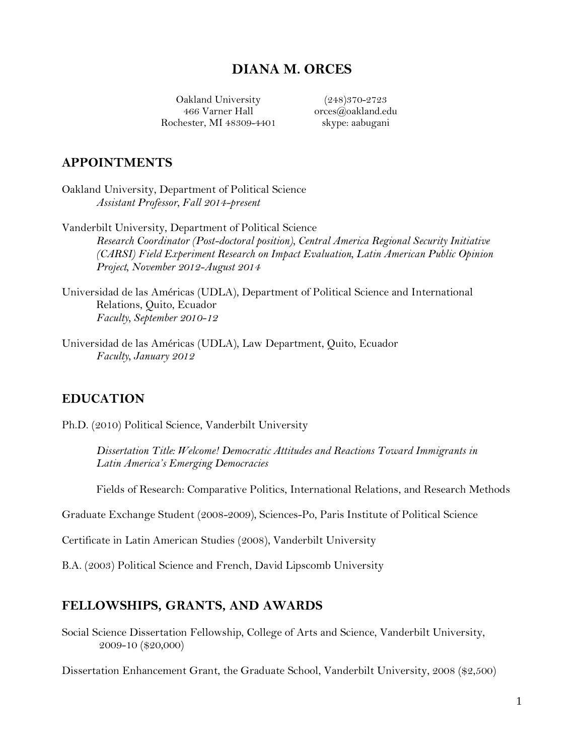# DIANA M. ORCES

Oakland University
466 Varner Hall
Rochester, MI 48309-4401

(248)370-2723
orces@oakland.edu
skype: aabugani

## APPOINTMENTS

Oakland University, Department of Political Science
*Assistant Professor, Fall 2014-present*

Vanderbilt University, Department of Political Science
*Research Coordinator (Post-doctoral position), Central America Regional Security Initiative (CARSI) Field Experiment Research on Impact Evaluation, Latin American Public Opinion Project, November 2012-August 2014*

Universidad de las Américas (UDLA), Department of Political Science and International Relations, Quito, Ecuador
*Faculty, September 2010-12*

Universidad de las Américas (UDLA), Law Department, Quito, Ecuador
*Faculty, January 2012*

## EDUCATION

Ph.D. (2010) Political Science, Vanderbilt University

*Dissertation Title: Welcome! Democratic Attitudes and Reactions Toward Immigrants in Latin America's Emerging Democracies*

Fields of Research: Comparative Politics, International Relations, and Research Methods

Graduate Exchange Student (2008-2009), Sciences-Po, Paris Institute of Political Science

Certificate in Latin American Studies (2008), Vanderbilt University

B.A. (2003) Political Science and French, David Lipscomb University

## FELLOWSHIPS, GRANTS, AND AWARDS

Social Science Dissertation Fellowship, College of Arts and Science, Vanderbilt University, 2009-10 ($20,000)

Dissertation Enhancement Grant, the Graduate School, Vanderbilt University, 2008 ($2,500)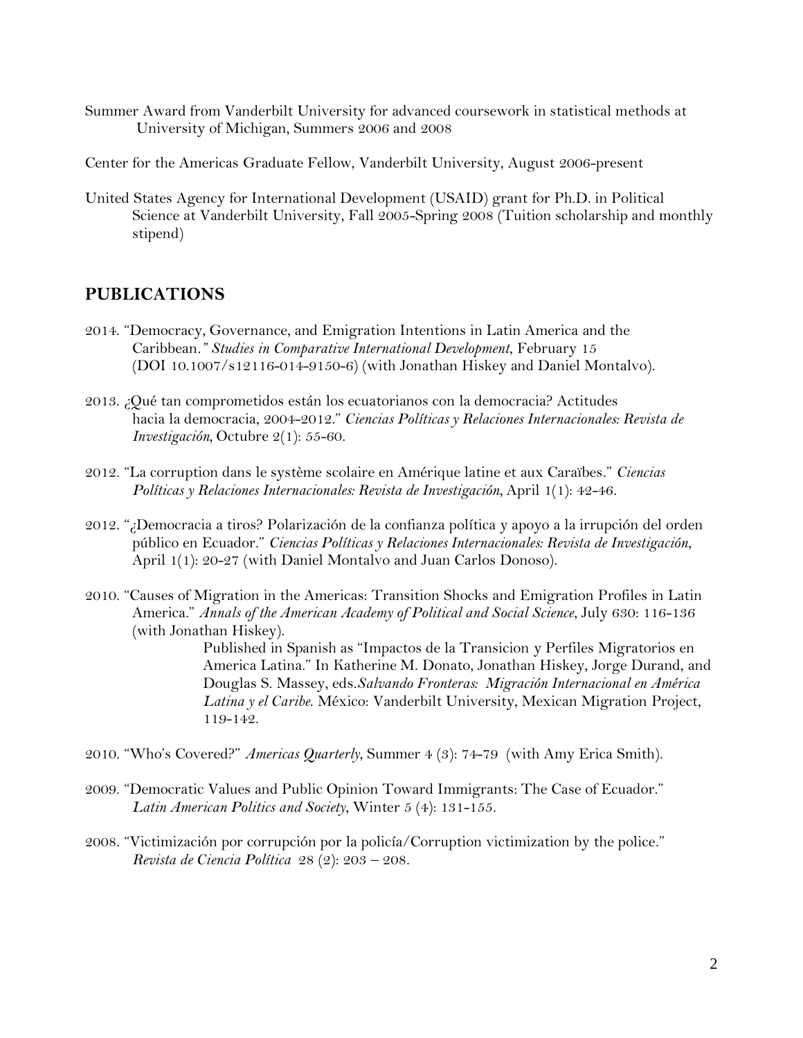Summer Award from Vanderbilt University for advanced coursework in statistical methods at University of Michigan, Summers 2006 and 2008

Center for the Americas Graduate Fellow, Vanderbilt University, August 2006-present

United States Agency for International Development (USAID) grant for Ph.D. in Political Science at Vanderbilt University, Fall 2005-Spring 2008 (Tuition scholarship and monthly stipend)

## PUBLICATIONS

2014. "Democracy, Governance, and Emigration Intentions in Latin America and the Caribbean." *Studies in Comparative International Development*, February 15 (DOI 10.1007/s12116-014-9150-6) (with Jonathan Hiskey and Daniel Montalvo).

2013. ¿Qué tan comprometidos están los ecuatorianos con la democracia? Actitudes hacia la democracia, 2004-2012." *Ciencias Políticas y Relaciones Internacionales: Revista de Investigación*, Octubre 2(1): 55-60.

2012. "La corruption dans le système scolaire en Amérique latine et aux Caraïbes." *Ciencias Políticas y Relaciones Internacionales: Revista de Investigación*, April 1(1): 42-46.

2012. "¿Democracia a tiros? Polarización de la confianza política y apoyo a la irrupción del orden público en Ecuador." *Ciencias Políticas y Relaciones Internacionales: Revista de Investigación*, April 1(1): 20-27 (with Daniel Montalvo and Juan Carlos Donoso).

2010. "Causes of Migration in the Americas: Transition Shocks and Emigration Profiles in Latin America." *Annals of the American Academy of Political and Social Science*, July 630: 116-136 (with Jonathan Hiskey).
Published in Spanish as "Impactos de la Transicion y Perfiles Migratorios en America Latina." In Katherine M. Donato, Jonathan Hiskey, Jorge Durand, and Douglas S. Massey, eds.*Salvando Fronteras: Migración Internacional en América Latina y el Caribe*. México: Vanderbilt University, Mexican Migration Project, 119-142.

2010. "Who's Covered?" *Americas Quarterly*, Summer 4 (3): 74-79 (with Amy Erica Smith).

2009. "Democratic Values and Public Opinion Toward Immigrants: The Case of Ecuador." *Latin American Politics and Society*, Winter 5 (4): 131-155.

2008. "Victimización por corrupción por la policía/Corruption victimization by the police." *Revista de Ciencia Política* 28 (2): 203 – 208.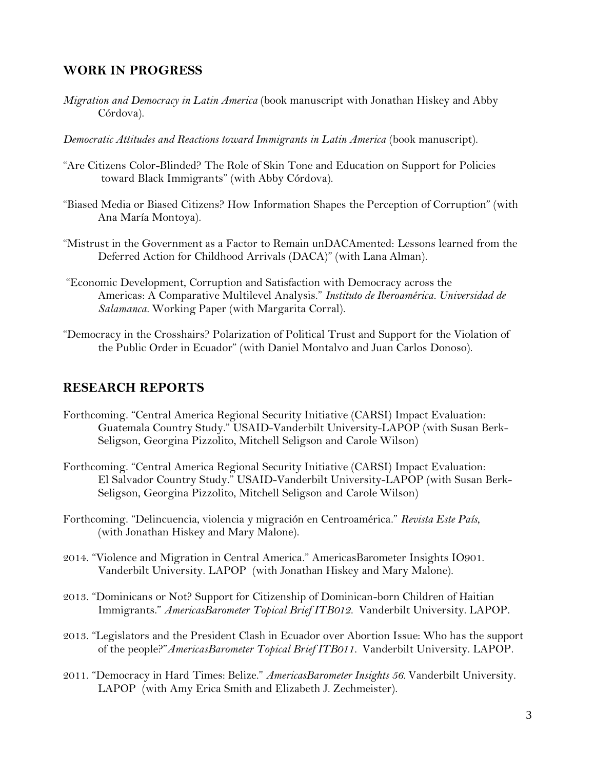## WORK IN PROGRESS

*Migration and Democracy in Latin America* (book manuscript with Jonathan Hiskey and Abby Córdova).

*Democratic Attitudes and Reactions toward Immigrants in Latin America* (book manuscript).

"Are Citizens Color-Blinded? The Role of Skin Tone and Education on Support for Policies toward Black Immigrants" (with Abby Córdova).

"Biased Media or Biased Citizens? How Information Shapes the Perception of Corruption" (with Ana María Montoya).

"Mistrust in the Government as a Factor to Remain unDACAmented: Lessons learned from the Deferred Action for Childhood Arrivals (DACA)" (with Lana Alman).

"Economic Development, Corruption and Satisfaction with Democracy across the Americas: A Comparative Multilevel Analysis." *Instituto de Iberoamérica. Universidad de Salamanca.* Working Paper (with Margarita Corral).

"Democracy in the Crosshairs? Polarization of Political Trust and Support for the Violation of the Public Order in Ecuador" (with Daniel Montalvo and Juan Carlos Donoso).

## RESEARCH REPORTS

Forthcoming. "Central America Regional Security Initiative (CARSI) Impact Evaluation: Guatemala Country Study." USAID-Vanderbilt University-LAPOP (with Susan Berk-Seligson, Georgina Pizzolito, Mitchell Seligson and Carole Wilson)

Forthcoming. "Central America Regional Security Initiative (CARSI) Impact Evaluation: El Salvador Country Study." USAID-Vanderbilt University-LAPOP (with Susan Berk-Seligson, Georgina Pizzolito, Mitchell Seligson and Carole Wilson)

Forthcoming. "Delincuencia, violencia y migración en Centroamérica." *Revista Este País*, (with Jonathan Hiskey and Mary Malone).

2014. "Violence and Migration in Central America." AmericasBarometer Insights IO901. Vanderbilt University. LAPOP (with Jonathan Hiskey and Mary Malone).

2013. "Dominicans or Not? Support for Citizenship of Dominican-born Children of Haitian Immigrants." *AmericasBarometer Topical Brief ITB012.* Vanderbilt University. LAPOP.

2013. "Legislators and the President Clash in Ecuador over Abortion Issue: Who has the support of the people?" *AmericasBarometer Topical Brief ITB011.* Vanderbilt University. LAPOP.

2011. "Democracy in Hard Times: Belize." *AmericasBarometer Insights 56*. Vanderbilt University. LAPOP (with Amy Erica Smith and Elizabeth J. Zechmeister).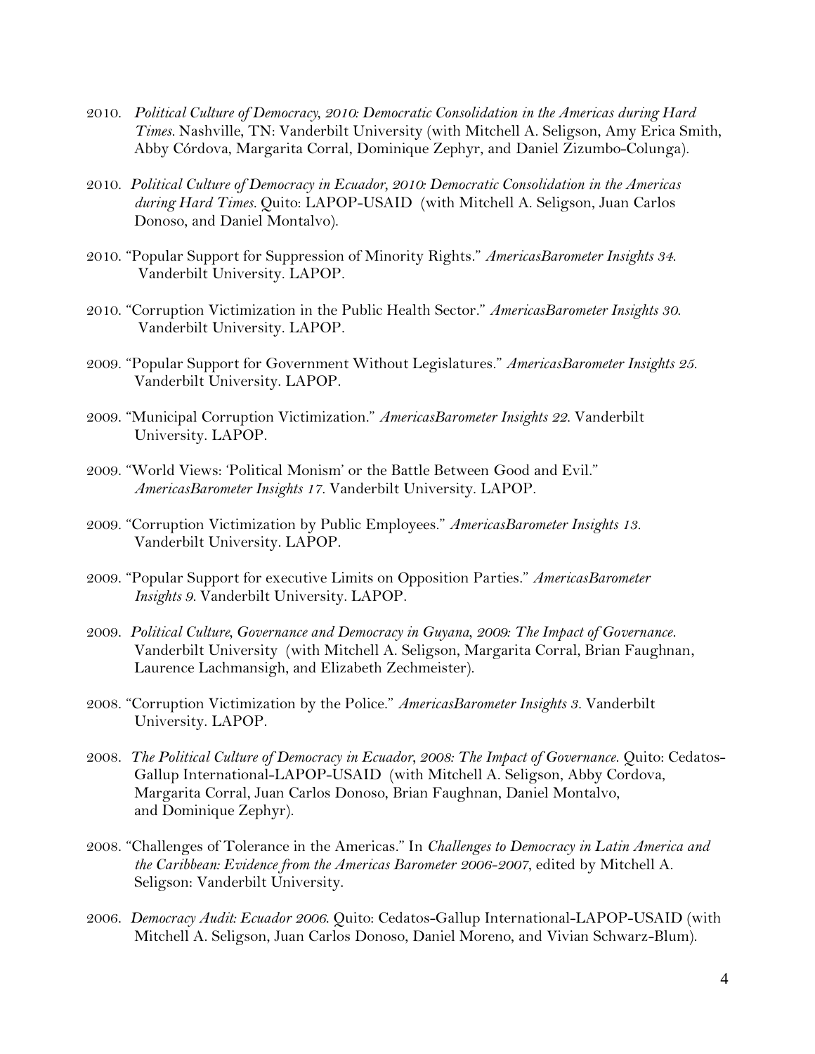2010. *Political Culture of Democracy, 2010: Democratic Consolidation in the Americas during Hard Times.* Nashville, TN: Vanderbilt University (with Mitchell A. Seligson, Amy Erica Smith, Abby Córdova, Margarita Corral, Dominique Zephyr, and Daniel Zizumbo-Colunga).

2010. *Political Culture of Democracy in Ecuador, 2010: Democratic Consolidation in the Americas during Hard Times.* Quito: LAPOP-USAID (with Mitchell A. Seligson, Juan Carlos Donoso, and Daniel Montalvo).

2010. "Popular Support for Suppression of Minority Rights." *AmericasBarometer Insights 34.* Vanderbilt University. LAPOP.

2010. "Corruption Victimization in the Public Health Sector." *AmericasBarometer Insights 30.* Vanderbilt University. LAPOP.

2009. "Popular Support for Government Without Legislatures." *AmericasBarometer Insights 25.* Vanderbilt University. LAPOP.

2009. "Municipal Corruption Victimization." *AmericasBarometer Insights 22.* Vanderbilt University. LAPOP.

2009. "World Views: 'Political Monism' or the Battle Between Good and Evil." *AmericasBarometer Insights 17.* Vanderbilt University. LAPOP.

2009. "Corruption Victimization by Public Employees." *AmericasBarometer Insights 13.* Vanderbilt University. LAPOP.

2009. "Popular Support for executive Limits on Opposition Parties." *AmericasBarometer Insights 9.* Vanderbilt University. LAPOP.

2009. *Political Culture, Governance and Democracy in Guyana, 2009: The Impact of Governance.* Vanderbilt University (with Mitchell A. Seligson, Margarita Corral, Brian Faughnan, Laurence Lachmansigh, and Elizabeth Zechmeister).

2008. "Corruption Victimization by the Police." *AmericasBarometer Insights 3.* Vanderbilt University. LAPOP.

2008. *The Political Culture of Democracy in Ecuador, 2008: The Impact of Governance.* Quito: Cedatos-Gallup International-LAPOP-USAID (with Mitchell A. Seligson, Abby Cordova, Margarita Corral, Juan Carlos Donoso, Brian Faughnan, Daniel Montalvo, and Dominique Zephyr).

2008. "Challenges of Tolerance in the Americas." In *Challenges to Democracy in Latin America and the Caribbean: Evidence from the Americas Barometer 2006-2007*, edited by Mitchell A. Seligson: Vanderbilt University.

2006. *Democracy Audit: Ecuador 2006.* Quito: Cedatos-Gallup International-LAPOP-USAID (with Mitchell A. Seligson, Juan Carlos Donoso, Daniel Moreno, and Vivian Schwarz-Blum).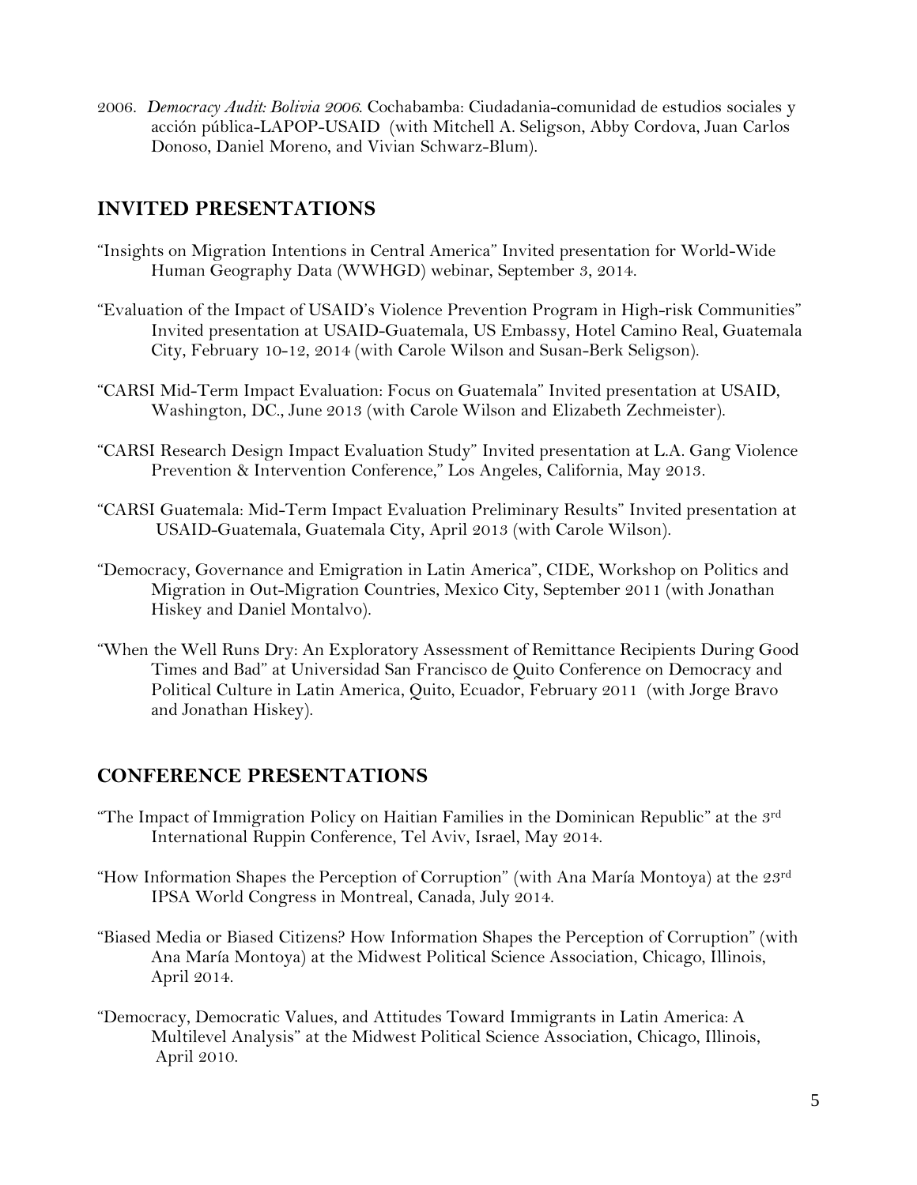2006. *Democracy Audit: Bolivia 2006*. Cochabamba: Ciudadania-comunidad de estudios sociales y acción pública-LAPOP-USAID (with Mitchell A. Seligson, Abby Cordova, Juan Carlos Donoso, Daniel Moreno, and Vivian Schwarz-Blum).

## INVITED PRESENTATIONS

"Insights on Migration Intentions in Central America" Invited presentation for World-Wide Human Geography Data (WWHGD) webinar, September 3, 2014.

"Evaluation of the Impact of USAID's Violence Prevention Program in High-risk Communities" Invited presentation at USAID-Guatemala, US Embassy, Hotel Camino Real, Guatemala City, February 10-12, 2014 (with Carole Wilson and Susan-Berk Seligson).

"CARSI Mid-Term Impact Evaluation: Focus on Guatemala" Invited presentation at USAID, Washington, DC., June 2013 (with Carole Wilson and Elizabeth Zechmeister).

"CARSI Research Design Impact Evaluation Study" Invited presentation at L.A. Gang Violence Prevention & Intervention Conference," Los Angeles, California, May 2013.

"CARSI Guatemala: Mid-Term Impact Evaluation Preliminary Results" Invited presentation at USAID-Guatemala, Guatemala City, April 2013 (with Carole Wilson).

"Democracy, Governance and Emigration in Latin America", CIDE, Workshop on Politics and Migration in Out-Migration Countries, Mexico City, September 2011 (with Jonathan Hiskey and Daniel Montalvo).

"When the Well Runs Dry: An Exploratory Assessment of Remittance Recipients During Good Times and Bad" at Universidad San Francisco de Quito Conference on Democracy and Political Culture in Latin America, Quito, Ecuador, February 2011 (with Jorge Bravo and Jonathan Hiskey).

## CONFERENCE PRESENTATIONS

"The Impact of Immigration Policy on Haitian Families in the Dominican Republic" at the 3rd International Ruppin Conference, Tel Aviv, Israel, May 2014.

"How Information Shapes the Perception of Corruption" (with Ana María Montoya) at the 23rd IPSA World Congress in Montreal, Canada, July 2014.

"Biased Media or Biased Citizens? How Information Shapes the Perception of Corruption" (with Ana María Montoya) at the Midwest Political Science Association, Chicago, Illinois, April 2014.

"Democracy, Democratic Values, and Attitudes Toward Immigrants in Latin America: A Multilevel Analysis" at the Midwest Political Science Association, Chicago, Illinois, April 2010.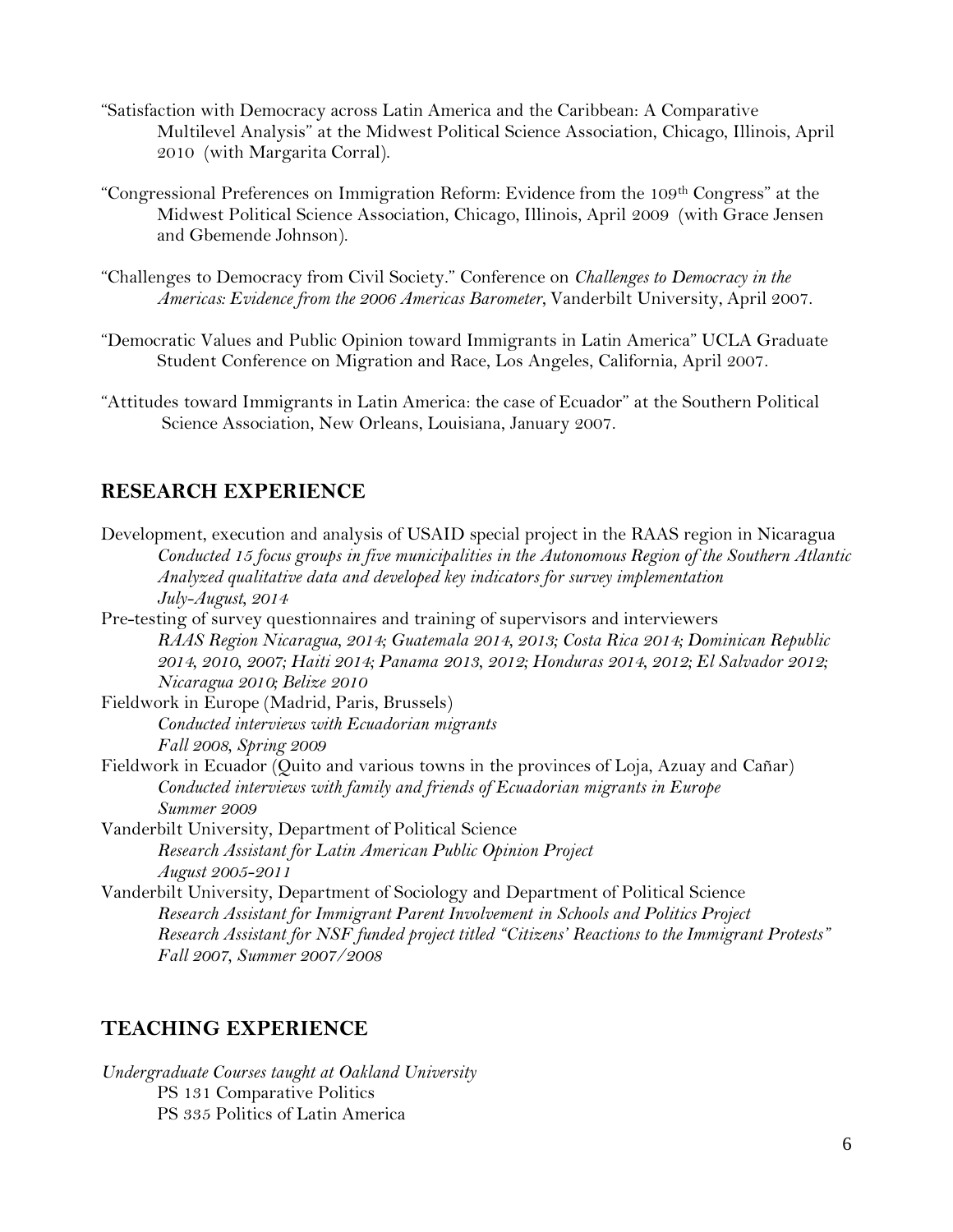"Satisfaction with Democracy across Latin America and the Caribbean: A Comparative Multilevel Analysis" at the Midwest Political Science Association, Chicago, Illinois, April 2010 (with Margarita Corral).

"Congressional Preferences on Immigration Reform: Evidence from the 109th Congress" at the Midwest Political Science Association, Chicago, Illinois, April 2009 (with Grace Jensen and Gbemende Johnson).

"Challenges to Democracy from Civil Society." Conference on *Challenges to Democracy in the Americas: Evidence from the 2006 Americas Barometer*, Vanderbilt University, April 2007.

"Democratic Values and Public Opinion toward Immigrants in Latin America" UCLA Graduate Student Conference on Migration and Race, Los Angeles, California, April 2007.

"Attitudes toward Immigrants in Latin America: the case of Ecuador" at the Southern Political Science Association, New Orleans, Louisiana, January 2007.

## RESEARCH EXPERIENCE

Development, execution and analysis of USAID special project in the RAAS region in Nicaragua
*Conducted 15 focus groups in five municipalities in the Autonomous Region of the Southern Atlantic*
*Analyzed qualitative data and developed key indicators for survey implementation*
*July-August, 2014*

Pre-testing of survey questionnaires and training of supervisors and interviewers
*RAAS Region Nicaragua, 2014; Guatemala 2014, 2013; Costa Rica 2014; Dominican Republic 2014, 2010, 2007; Haiti 2014; Panama 2013, 2012; Honduras 2014, 2012; El Salvador 2012; Nicaragua 2010; Belize 2010*

Fieldwork in Europe (Madrid, Paris, Brussels)
*Conducted interviews with Ecuadorian migrants*
*Fall 2008, Spring 2009*

Fieldwork in Ecuador (Quito and various towns in the provinces of Loja, Azuay and Cañar)
*Conducted interviews with family and friends of Ecuadorian migrants in Europe*
*Summer 2009*

Vanderbilt University, Department of Political Science
*Research Assistant for Latin American Public Opinion Project*
*August 2005-2011*

Vanderbilt University, Department of Sociology and Department of Political Science
*Research Assistant for Immigrant Parent Involvement in Schools and Politics Project*
*Research Assistant for NSF funded project titled "Citizens' Reactions to the Immigrant Protests"*
*Fall 2007, Summer 2007/2008*

## TEACHING EXPERIENCE

*Undergraduate Courses taught at Oakland University*
PS 131 Comparative Politics
PS 335 Politics of Latin America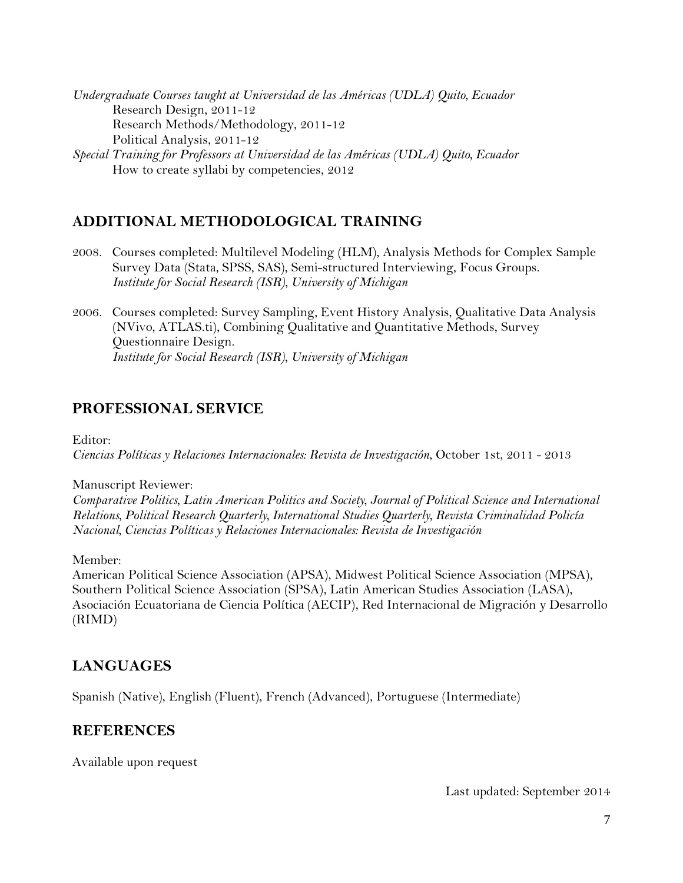*Undergraduate Courses taught at Universidad de las Américas (UDLA) Quito, Ecuador*

Research Design, 2011-12
Research Methods/Methodology, 2011-12
Political Analysis, 2011-12

*Special Training for Professors at Universidad de las Américas (UDLA) Quito, Ecuador*

How to create syllabi by competencies, 2012

## ADDITIONAL METHODOLOGICAL TRAINING

2008. Courses completed: Multilevel Modeling (HLM), Analysis Methods for Complex Sample Survey Data (Stata, SPSS, SAS), Semi-structured Interviewing, Focus Groups.
*Institute for Social Research (ISR), University of Michigan*

2006. Courses completed: Survey Sampling, Event History Analysis, Qualitative Data Analysis (NVivo, ATLAS.ti), Combining Qualitative and Quantitative Methods, Survey Questionnaire Design.
*Institute for Social Research (ISR), University of Michigan*

## PROFESSIONAL SERVICE

Editor:
*Ciencias Políticas y Relaciones Internacionales: Revista de Investigación*, October 1st, 2011 - 2013

Manuscript Reviewer:
*Comparative Politics, Latin American Politics and Society, Journal of Political Science and International Relations, Political Research Quarterly, International Studies Quarterly, Revista Criminalidad Policía Nacional, Ciencias Políticas y Relaciones Internacionales: Revista de Investigación*

Member:
American Political Science Association (APSA), Midwest Political Science Association (MPSA), Southern Political Science Association (SPSA), Latin American Studies Association (LASA), Asociación Ecuatoriana de Ciencia Política (AECIP), Red Internacional de Migración y Desarrollo (RIMD)

## LANGUAGES

Spanish (Native), English (Fluent), French (Advanced), Portuguese (Intermediate)

## REFERENCES

Available upon request

Last updated: September 2014